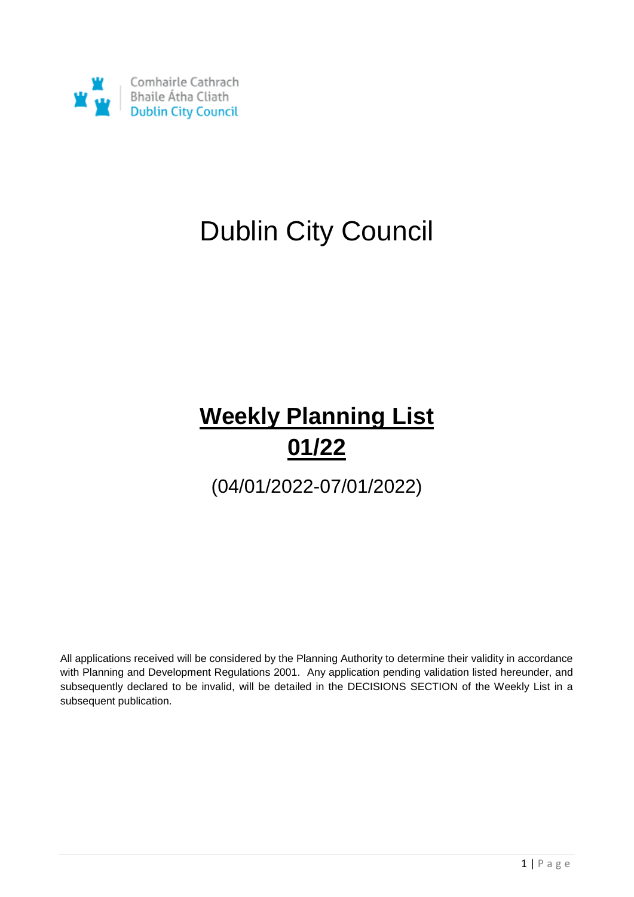Comhairle Cathrach
Bhaile Átha Cliath
Dublin City Council

# Dublin City Council

## **Weekly Planning List**
## **01/22**

(04/01/2022-07/01/2022)

All applications received will be considered by the Planning Authority to determine their validity in accordance with Planning and Development Regulations 2001. Any application pending validation listed hereunder, and subsequently declared to be invalid, will be detailed in the DECISIONS SECTION of the Weekly List in a subsequent publication.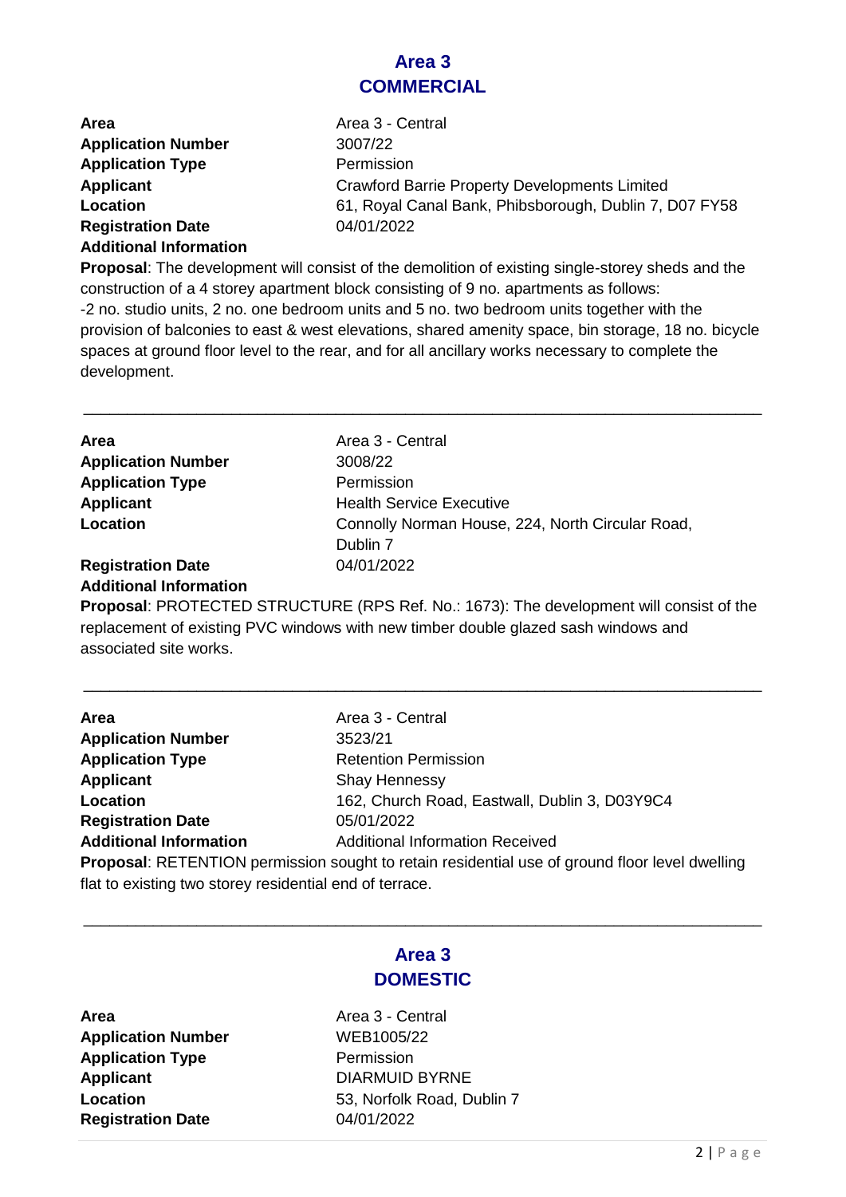## Area 3
## COMMERCIAL

**Area** Area 3 - Central
**Application Number** 3007/22
**Application Type** Permission
**Applicant** Crawford Barrie Property Developments Limited
**Location** 61, Royal Canal Bank, Phibsborough, Dublin 7, D07 FY58
**Registration Date** 04/01/2022
**Additional Information**

**Proposal**: The development will consist of the demolition of existing single-storey sheds and the construction of a 4 storey apartment block consisting of 9 no. apartments as follows:
-2 no. studio units, 2 no. one bedroom units and 5 no. two bedroom units together with the provision of balconies to east & west elevations, shared amenity space, bin storage, 18 no. bicycle spaces at ground floor level to the rear, and for all ancillary works necessary to complete the development.

---

**Area** Area 3 - Central
**Application Number** 3008/22
**Application Type** Permission
**Applicant** Health Service Executive
**Location** Connolly Norman House, 224, North Circular Road, Dublin 7
**Registration Date** 04/01/2022
**Additional Information**

**Proposal**: PROTECTED STRUCTURE (RPS Ref. No.: 1673): The development will consist of the replacement of existing PVC windows with new timber double glazed sash windows and associated site works.

---

**Area** Area 3 - Central
**Application Number** 3523/21
**Application Type** Retention Permission
**Applicant** Shay Hennessy
**Location** 162, Church Road, Eastwall, Dublin 3, D03Y9C4
**Registration Date** 05/01/2022
**Additional Information** Additional Information Received

**Proposal**: RETENTION permission sought to retain residential use of ground floor level dwelling flat to existing two storey residential end of terrace.

---

## Area 3
## DOMESTIC

**Area** Area 3 - Central
**Application Number** WEB1005/22
**Application Type** Permission
**Applicant** DIARMUID BYRNE
**Location** 53, Norfolk Road, Dublin 7
**Registration Date** 04/01/2022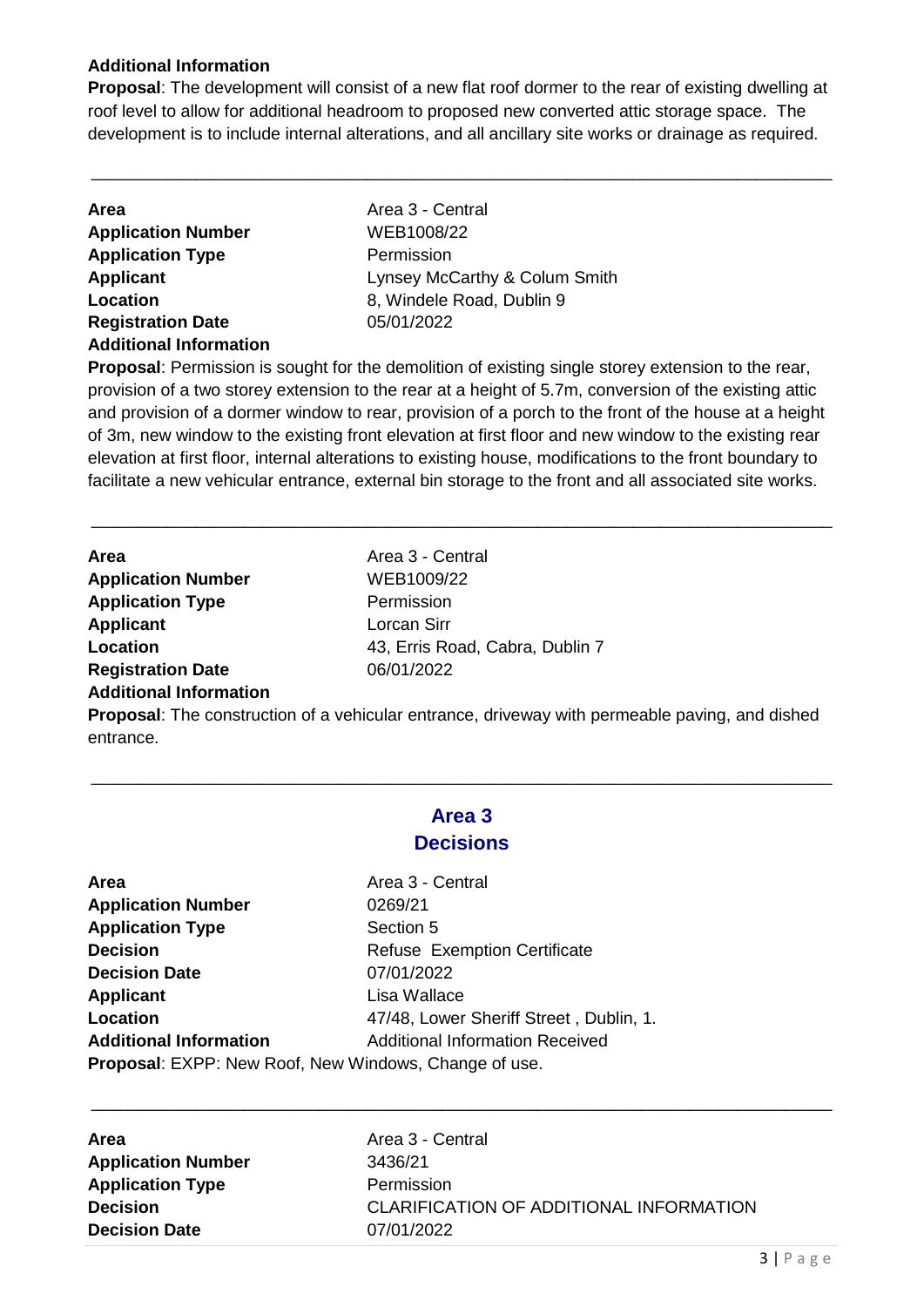**Additional Information**

**Proposal**: The development will consist of a new flat roof dormer to the rear of existing dwelling at roof level to allow for additional headroom to proposed new converted attic storage space. The development is to include internal alterations, and all ancillary site works or drainage as required.

---

**Area** Area 3 - Central
**Application Number** WEB1008/22
**Application Type** Permission
**Applicant** Lynsey McCarthy & Colum Smith
**Location** 8, Windele Road, Dublin 9
**Registration Date** 05/01/2022
**Additional Information**

**Proposal**: Permission is sought for the demolition of existing single storey extension to the rear, provision of a two storey extension to the rear at a height of 5.7m, conversion of the existing attic and provision of a dormer window to rear, provision of a porch to the front of the house at a height of 3m, new window to the existing front elevation at first floor and new window to the existing rear elevation at first floor, internal alterations to existing house, modifications to the front boundary to facilitate a new vehicular entrance, external bin storage to the front and all associated site works.

---

**Area** Area 3 - Central
**Application Number** WEB1009/22
**Application Type** Permission
**Applicant** Lorcan Sirr
**Location** 43, Erris Road, Cabra, Dublin 7
**Registration Date** 06/01/2022
**Additional Information**

**Proposal**: The construction of a vehicular entrance, driveway with permeable paving, and dished entrance.

---

## Area 3
## Decisions

**Area** Area 3 - Central
**Application Number** 0269/21
**Application Type** Section 5
**Decision** Refuse Exemption Certificate
**Decision Date** 07/01/2022
**Applicant** Lisa Wallace
**Location** 47/48, Lower Sheriff Street , Dublin, 1.
**Additional Information** Additional Information Received

**Proposal**: EXPP: New Roof, New Windows, Change of use.

---

**Area** Area 3 - Central
**Application Number** 3436/21
**Application Type** Permission
**Decision** CLARIFICATION OF ADDITIONAL INFORMATION
**Decision Date** 07/01/2022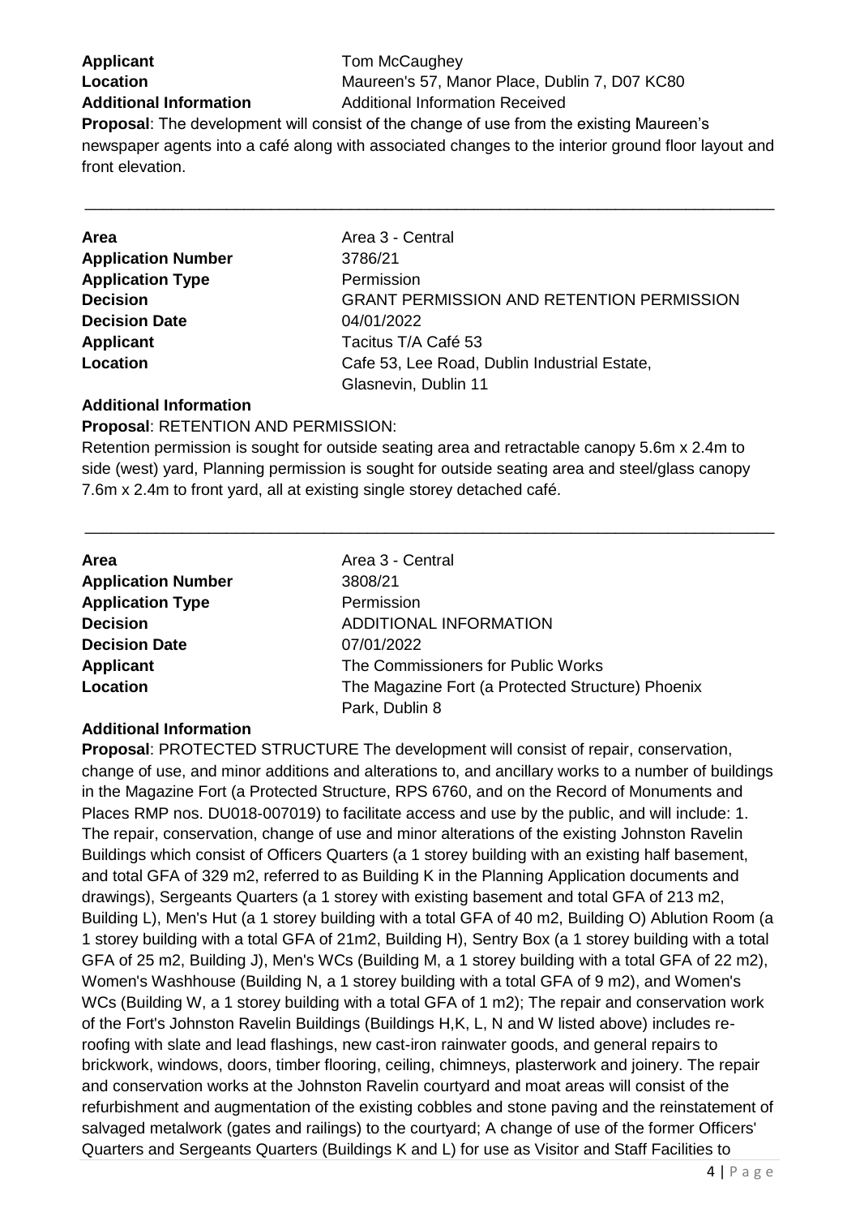**Applicant** Tom McCaughey
**Location** Maureen's 57, Manor Place, Dublin 7, D07 KC80
**Additional Information** Additional Information Received

**Proposal**: The development will consist of the change of use from the existing Maureen's newspaper agents into a café along with associated changes to the interior ground floor layout and front elevation.

---

**Area** Area 3 - Central
**Application Number** 3786/21
**Application Type** Permission
**Decision** GRANT PERMISSION AND RETENTION PERMISSION
**Decision Date** 04/01/2022
**Applicant** Tacitus T/A Café 53
**Location** Cafe 53, Lee Road, Dublin Industrial Estate, Glasnevin, Dublin 11

**Additional Information**

**Proposal**: RETENTION AND PERMISSION:
Retention permission is sought for outside seating area and retractable canopy 5.6m x 2.4m to side (west) yard, Planning permission is sought for outside seating area and steel/glass canopy 7.6m x 2.4m to front yard, all at existing single storey detached café.

---

**Area** Area 3 - Central
**Application Number** 3808/21
**Application Type** Permission
**Decision** ADDITIONAL INFORMATION
**Decision Date** 07/01/2022
**Applicant** The Commissioners for Public Works
**Location** The Magazine Fort (a Protected Structure) Phoenix Park, Dublin 8

**Additional Information**

**Proposal**: PROTECTED STRUCTURE The development will consist of repair, conservation, change of use, and minor additions and alterations to, and ancillary works to a number of buildings in the Magazine Fort (a Protected Structure, RPS 6760, and on the Record of Monuments and Places RMP nos. DU018-007019) to facilitate access and use by the public, and will include: 1. The repair, conservation, change of use and minor alterations of the existing Johnston Ravelin Buildings which consist of Officers Quarters (a 1 storey building with an existing half basement, and total GFA of 329 m2, referred to as Building K in the Planning Application documents and drawings), Sergeants Quarters (a 1 storey with existing basement and total GFA of 213 m2, Building L), Men's Hut (a 1 storey building with a total GFA of 40 m2, Building O) Ablution Room (a 1 storey building with a total GFA of 21m2, Building H), Sentry Box (a 1 storey building with a total GFA of 25 m2, Building J), Men's WCs (Building M, a 1 storey building with a total GFA of 22 m2), Women's Washhouse (Building N, a 1 storey building with a total GFA of 9 m2), and Women's WCs (Building W, a 1 storey building with a total GFA of 1 m2); The repair and conservation work of the Fort's Johnston Ravelin Buildings (Buildings H,K, L, N and W listed above) includes re-roofing with slate and lead flashings, new cast-iron rainwater goods, and general repairs to brickwork, windows, doors, timber flooring, ceiling, chimneys, plasterwork and joinery. The repair and conservation works at the Johnston Ravelin courtyard and moat areas will consist of the refurbishment and augmentation of the existing cobbles and stone paving and the reinstatement of salvaged metalwork (gates and railings) to the courtyard; A change of use of the former Officers' Quarters and Sergeants Quarters (Buildings K and L) for use as Visitor and Staff Facilities to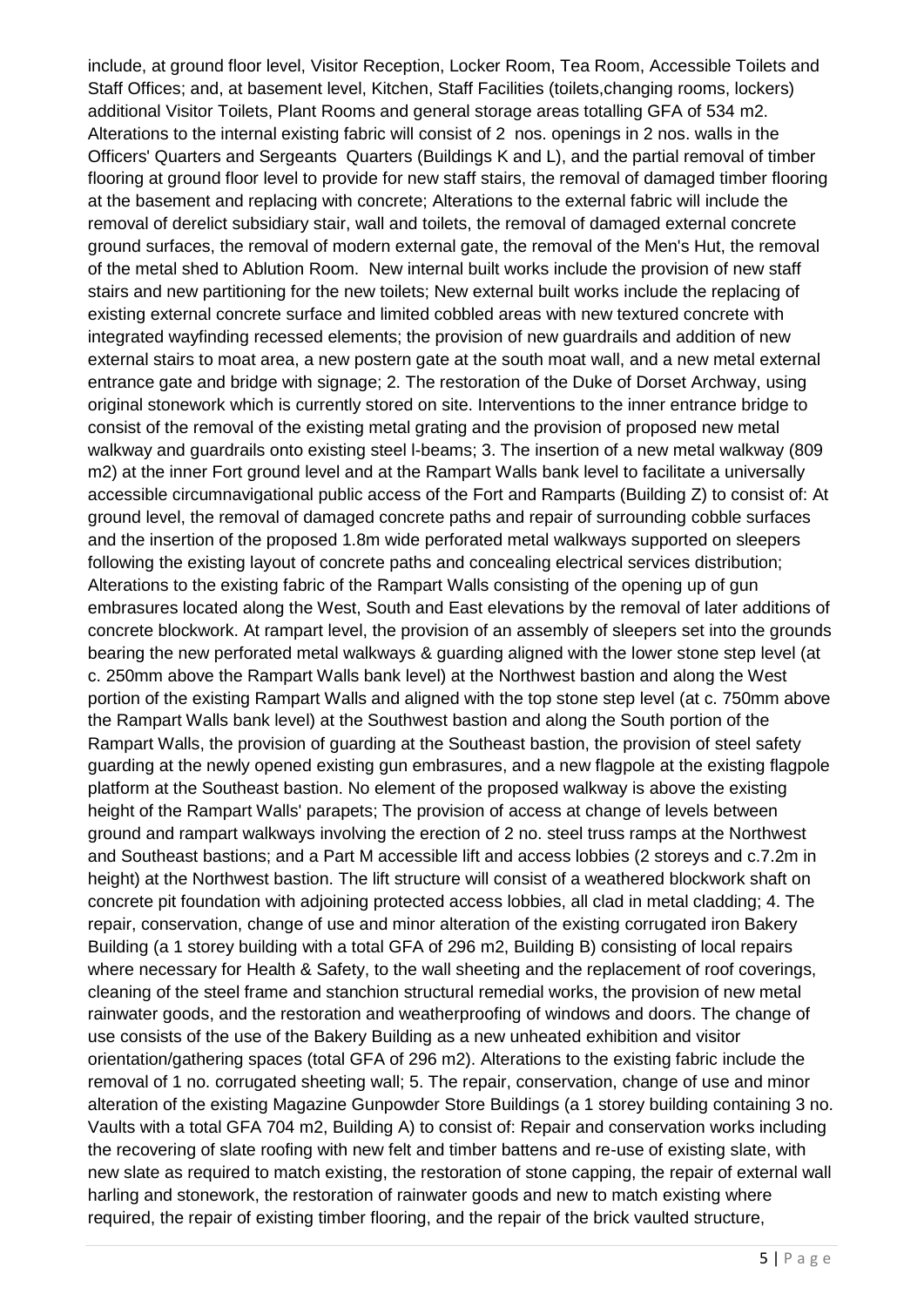include, at ground floor level, Visitor Reception, Locker Room, Tea Room, Accessible Toilets and Staff Offices; and, at basement level, Kitchen, Staff Facilities (toilets,changing rooms, lockers) additional Visitor Toilets, Plant Rooms and general storage areas totalling GFA of 534 m2. Alterations to the internal existing fabric will consist of 2 nos. openings in 2 nos. walls in the Officers' Quarters and Sergeants Quarters (Buildings K and L), and the partial removal of timber flooring at ground floor level to provide for new staff stairs, the removal of damaged timber flooring at the basement and replacing with concrete; Alterations to the external fabric will include the removal of derelict subsidiary stair, wall and toilets, the removal of damaged external concrete ground surfaces, the removal of modern external gate, the removal of the Men's Hut, the removal of the metal shed to Ablution Room. New internal built works include the provision of new staff stairs and new partitioning for the new toilets; New external built works include the replacing of existing external concrete surface and limited cobbled areas with new textured concrete with integrated wayfinding recessed elements; the provision of new guardrails and addition of new external stairs to moat area, a new postern gate at the south moat wall, and a new metal external entrance gate and bridge with signage; 2. The restoration of the Duke of Dorset Archway, using original stonework which is currently stored on site. Interventions to the inner entrance bridge to consist of the removal of the existing metal grating and the provision of proposed new metal walkway and guardrails onto existing steel I-beams; 3. The insertion of a new metal walkway (809 m2) at the inner Fort ground level and at the Rampart Walls bank level to facilitate a universally accessible circumnavigational public access of the Fort and Ramparts (Building Z) to consist of: At ground level, the removal of damaged concrete paths and repair of surrounding cobble surfaces and the insertion of the proposed 1.8m wide perforated metal walkways supported on sleepers following the existing layout of concrete paths and concealing electrical services distribution; Alterations to the existing fabric of the Rampart Walls consisting of the opening up of gun embrasures located along the West, South and East elevations by the removal of later additions of concrete blockwork. At rampart level, the provision of an assembly of sleepers set into the grounds bearing the new perforated metal walkways & guarding aligned with the lower stone step level (at c. 250mm above the Rampart Walls bank level) at the Northwest bastion and along the West portion of the existing Rampart Walls and aligned with the top stone step level (at c. 750mm above the Rampart Walls bank level) at the Southwest bastion and along the South portion of the Rampart Walls, the provision of guarding at the Southeast bastion, the provision of steel safety guarding at the newly opened existing gun embrasures, and a new flagpole at the existing flagpole platform at the Southeast bastion. No element of the proposed walkway is above the existing height of the Rampart Walls' parapets; The provision of access at change of levels between ground and rampart walkways involving the erection of 2 no. steel truss ramps at the Northwest and Southeast bastions; and a Part M accessible lift and access lobbies (2 storeys and c.7.2m in height) at the Northwest bastion. The lift structure will consist of a weathered blockwork shaft on concrete pit foundation with adjoining protected access lobbies, all clad in metal cladding; 4. The repair, conservation, change of use and minor alteration of the existing corrugated iron Bakery Building (a 1 storey building with a total GFA of 296 m2, Building B) consisting of local repairs where necessary for Health & Safety, to the wall sheeting and the replacement of roof coverings, cleaning of the steel frame and stanchion structural remedial works, the provision of new metal rainwater goods, and the restoration and weatherproofing of windows and doors. The change of use consists of the use of the Bakery Building as a new unheated exhibition and visitor orientation/gathering spaces (total GFA of 296 m2). Alterations to the existing fabric include the removal of 1 no. corrugated sheeting wall; 5. The repair, conservation, change of use and minor alteration of the existing Magazine Gunpowder Store Buildings (a 1 storey building containing 3 no. Vaults with a total GFA 704 m2, Building A) to consist of: Repair and conservation works including the recovering of slate roofing with new felt and timber battens and re-use of existing slate, with new slate as required to match existing, the restoration of stone capping, the repair of external wall harling and stonework, the restoration of rainwater goods and new to match existing where required, the repair of existing timber flooring, and the repair of the brick vaulted structure,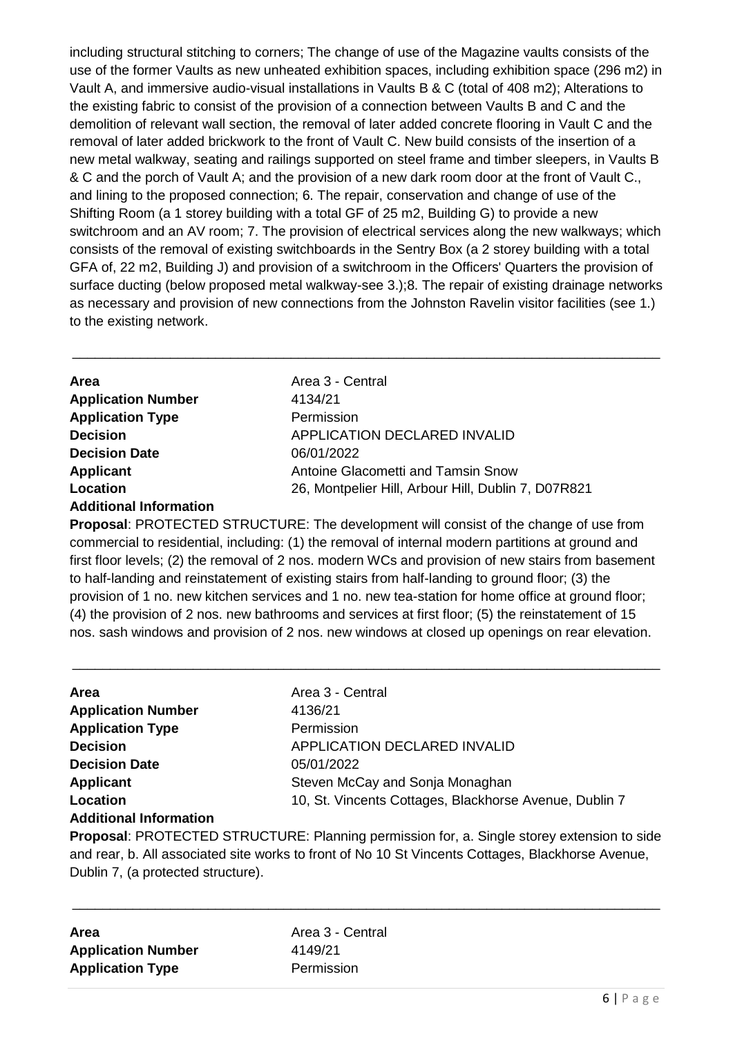including structural stitching to corners; The change of use of the Magazine vaults consists of the use of the former Vaults as new unheated exhibition spaces, including exhibition space (296 m2) in Vault A, and immersive audio-visual installations in Vaults B & C (total of 408 m2); Alterations to the existing fabric to consist of the provision of a connection between Vaults B and C and the demolition of relevant wall section, the removal of later added concrete flooring in Vault C and the removal of later added brickwork to the front of Vault C. New build consists of the insertion of a new metal walkway, seating and railings supported on steel frame and timber sleepers, in Vaults B & C and the porch of Vault A; and the provision of a new dark room door at the front of Vault C., and lining to the proposed connection; 6. The repair, conservation and change of use of the Shifting Room (a 1 storey building with a total GF of 25 m2, Building G) to provide a new switchroom and an AV room; 7. The provision of electrical services along the new walkways; which consists of the removal of existing switchboards in the Sentry Box (a 2 storey building with a total GFA of, 22 m2, Building J) and provision of a switchroom in the Officers' Quarters the provision of surface ducting (below proposed metal walkway-see 3.);8. The repair of existing drainage networks as necessary and provision of new connections from the Johnston Ravelin visitor facilities (see 1.) to the existing network.

---

**Area** Area 3 - Central
**Application Number** 4134/21
**Application Type** Permission
**Decision** APPLICATION DECLARED INVALID
**Decision Date** 06/01/2022
**Applicant** Antoine Glacometti and Tamsin Snow
**Location** 26, Montpelier Hill, Arbour Hill, Dublin 7, D07R821
**Additional Information**

**Proposal**: PROTECTED STRUCTURE: The development will consist of the change of use from commercial to residential, including: (1) the removal of internal modern partitions at ground and first floor levels; (2) the removal of 2 nos. modern WCs and provision of new stairs from basement to half-landing and reinstatement of existing stairs from half-landing to ground floor; (3) the provision of 1 no. new kitchen services and 1 no. new tea-station for home office at ground floor; (4) the provision of 2 nos. new bathrooms and services at first floor; (5) the reinstatement of 15 nos. sash windows and provision of 2 nos. new windows at closed up openings on rear elevation.

---

**Area** Area 3 - Central
**Application Number** 4136/21
**Application Type** Permission
**Decision** APPLICATION DECLARED INVALID
**Decision Date** 05/01/2022
**Applicant** Steven McCay and Sonja Monaghan
**Location** 10, St. Vincents Cottages, Blackhorse Avenue, Dublin 7
**Additional Information**

**Proposal**: PROTECTED STRUCTURE: Planning permission for, a. Single storey extension to side and rear, b. All associated site works to front of No 10 St Vincents Cottages, Blackhorse Avenue, Dublin 7, (a protected structure).

---

**Area** Area 3 - Central
**Application Number** 4149/21
**Application Type** Permission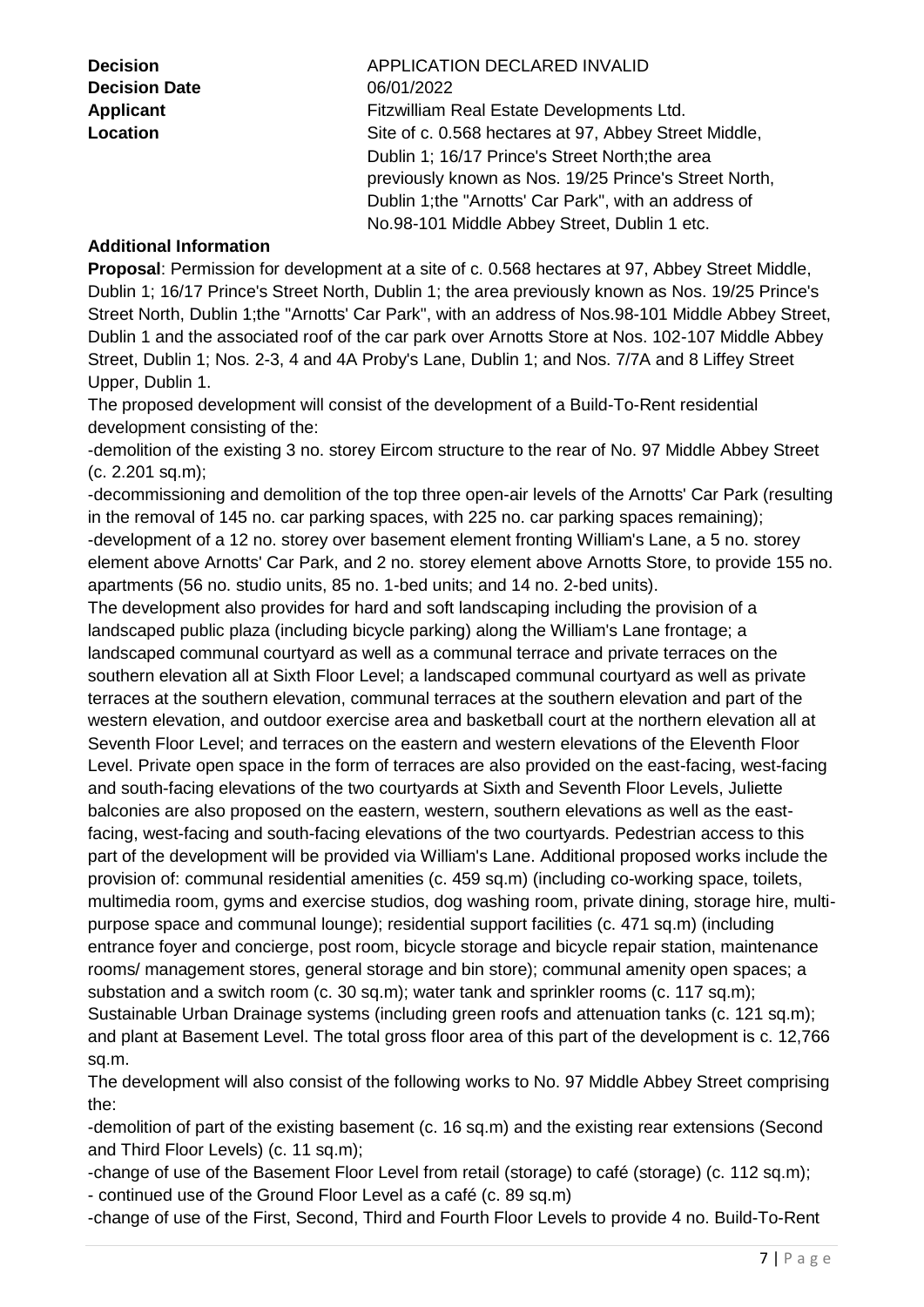**Decision** APPLICATION DECLARED INVALID
**Decision Date** 06/01/2022
**Applicant** Fitzwilliam Real Estate Developments Ltd.
**Location** Site of c. 0.568 hectares at 97, Abbey Street Middle, Dublin 1; 16/17 Prince's Street North;the area previously known as Nos. 19/25 Prince's Street North, Dublin 1;the "Arnotts' Car Park", with an address of No.98-101 Middle Abbey Street, Dublin 1 etc.

**Additional Information**

**Proposal**: Permission for development at a site of c. 0.568 hectares at 97, Abbey Street Middle, Dublin 1; 16/17 Prince's Street North, Dublin 1; the area previously known as Nos. 19/25 Prince's Street North, Dublin 1;the "Arnotts' Car Park", with an address of Nos.98-101 Middle Abbey Street, Dublin 1 and the associated roof of the car park over Arnotts Store at Nos. 102-107 Middle Abbey Street, Dublin 1; Nos. 2-3, 4 and 4A Proby's Lane, Dublin 1; and Nos. 7/7A and 8 Liffey Street Upper, Dublin 1.

The proposed development will consist of the development of a Build-To-Rent residential development consisting of the:

-demolition of the existing 3 no. storey Eircom structure to the rear of No. 97 Middle Abbey Street (c. 2.201 sq.m);

-decommissioning and demolition of the top three open-air levels of the Arnotts' Car Park (resulting in the removal of 145 no. car parking spaces, with 225 no. car parking spaces remaining);

-development of a 12 no. storey over basement element fronting William's Lane, a 5 no. storey element above Arnotts' Car Park, and 2 no. storey element above Arnotts Store, to provide 155 no. apartments (56 no. studio units, 85 no. 1-bed units; and 14 no. 2-bed units).

The development also provides for hard and soft landscaping including the provision of a landscaped public plaza (including bicycle parking) along the William's Lane frontage; a landscaped communal courtyard as well as a communal terrace and private terraces on the southern elevation all at Sixth Floor Level; a landscaped communal courtyard as well as private terraces at the southern elevation, communal terraces at the southern elevation and part of the western elevation, and outdoor exercise area and basketball court at the northern elevation all at Seventh Floor Level; and terraces on the eastern and western elevations of the Eleventh Floor Level. Private open space in the form of terraces are also provided on the east-facing, west-facing and south-facing elevations of the two courtyards at Sixth and Seventh Floor Levels, Juliette balconies are also proposed on the eastern, western, southern elevations as well as the east-facing, west-facing and south-facing elevations of the two courtyards. Pedestrian access to this part of the development will be provided via William's Lane. Additional proposed works include the provision of: communal residential amenities (c. 459 sq.m) (including co-working space, toilets, multimedia room, gyms and exercise studios, dog washing room, private dining, storage hire, multi-purpose space and communal lounge); residential support facilities (c. 471 sq.m) (including entrance foyer and concierge, post room, bicycle storage and bicycle repair station, maintenance rooms/ management stores, general storage and bin store); communal amenity open spaces; a substation and a switch room (c. 30 sq.m); water tank and sprinkler rooms (c. 117 sq.m); Sustainable Urban Drainage systems (including green roofs and attenuation tanks (c. 121 sq.m); and plant at Basement Level. The total gross floor area of this part of the development is c. 12,766 sq.m.

The development will also consist of the following works to No. 97 Middle Abbey Street comprising the:

-demolition of part of the existing basement (c. 16 sq.m) and the existing rear extensions (Second and Third Floor Levels) (c. 11 sq.m);

-change of use of the Basement Floor Level from retail (storage) to café (storage) (c. 112 sq.m);

- continued use of the Ground Floor Level as a café (c. 89 sq.m)

-change of use of the First, Second, Third and Fourth Floor Levels to provide 4 no. Build-To-Rent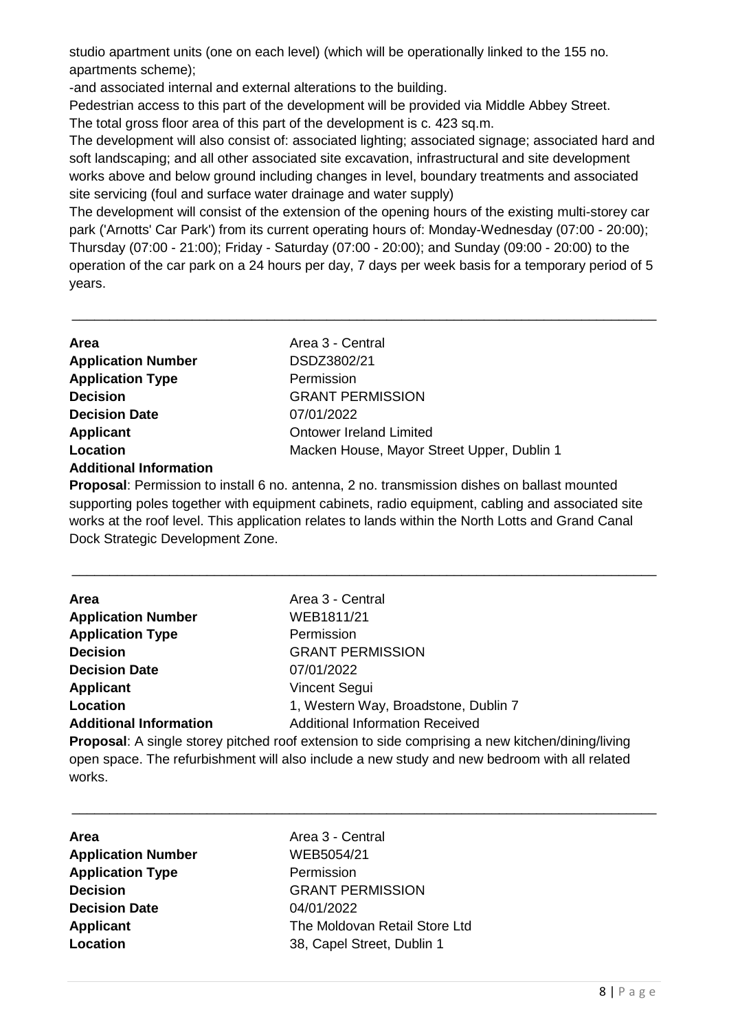studio apartment units (one on each level) (which will be operationally linked to the 155 no. apartments scheme);

-and associated internal and external alterations to the building.

Pedestrian access to this part of the development will be provided via Middle Abbey Street.

The total gross floor area of this part of the development is c. 423 sq.m.

The development will also consist of: associated lighting; associated signage; associated hard and soft landscaping; and all other associated site excavation, infrastructural and site development works above and below ground including changes in level, boundary treatments and associated site servicing (foul and surface water drainage and water supply)

The development will consist of the extension of the opening hours of the existing multi-storey car park ('Arnotts' Car Park') from its current operating hours of: Monday-Wednesday (07:00 - 20:00); Thursday (07:00 - 21:00); Friday - Saturday (07:00 - 20:00); and Sunday (09:00 - 20:00) to the operation of the car park on a 24 hours per day, 7 days per week basis for a temporary period of 5 years.

---

**Area** Area 3 - Central
**Application Number** DSDZ3802/21
**Application Type** Permission
**Decision** GRANT PERMISSION
**Decision Date** 07/01/2022
**Applicant** Ontower Ireland Limited
**Location** Macken House, Mayor Street Upper, Dublin 1
**Additional Information**

**Proposal**: Permission to install 6 no. antenna, 2 no. transmission dishes on ballast mounted supporting poles together with equipment cabinets, radio equipment, cabling and associated site works at the roof level. This application relates to lands within the North Lotts and Grand Canal Dock Strategic Development Zone.

---

**Area** Area 3 - Central
**Application Number** WEB1811/21
**Application Type** Permission
**Decision** GRANT PERMISSION
**Decision Date** 07/01/2022
**Applicant** Vincent Segui
**Location** 1, Western Way, Broadstone, Dublin 7
**Additional Information** Additional Information Received

**Proposal**: A single storey pitched roof extension to side comprising a new kitchen/dining/living open space. The refurbishment will also include a new study and new bedroom with all related works.

---

**Area** Area 3 - Central
**Application Number** WEB5054/21
**Application Type** Permission
**Decision** GRANT PERMISSION
**Decision Date** 04/01/2022
**Applicant** The Moldovan Retail Store Ltd
**Location** 38, Capel Street, Dublin 1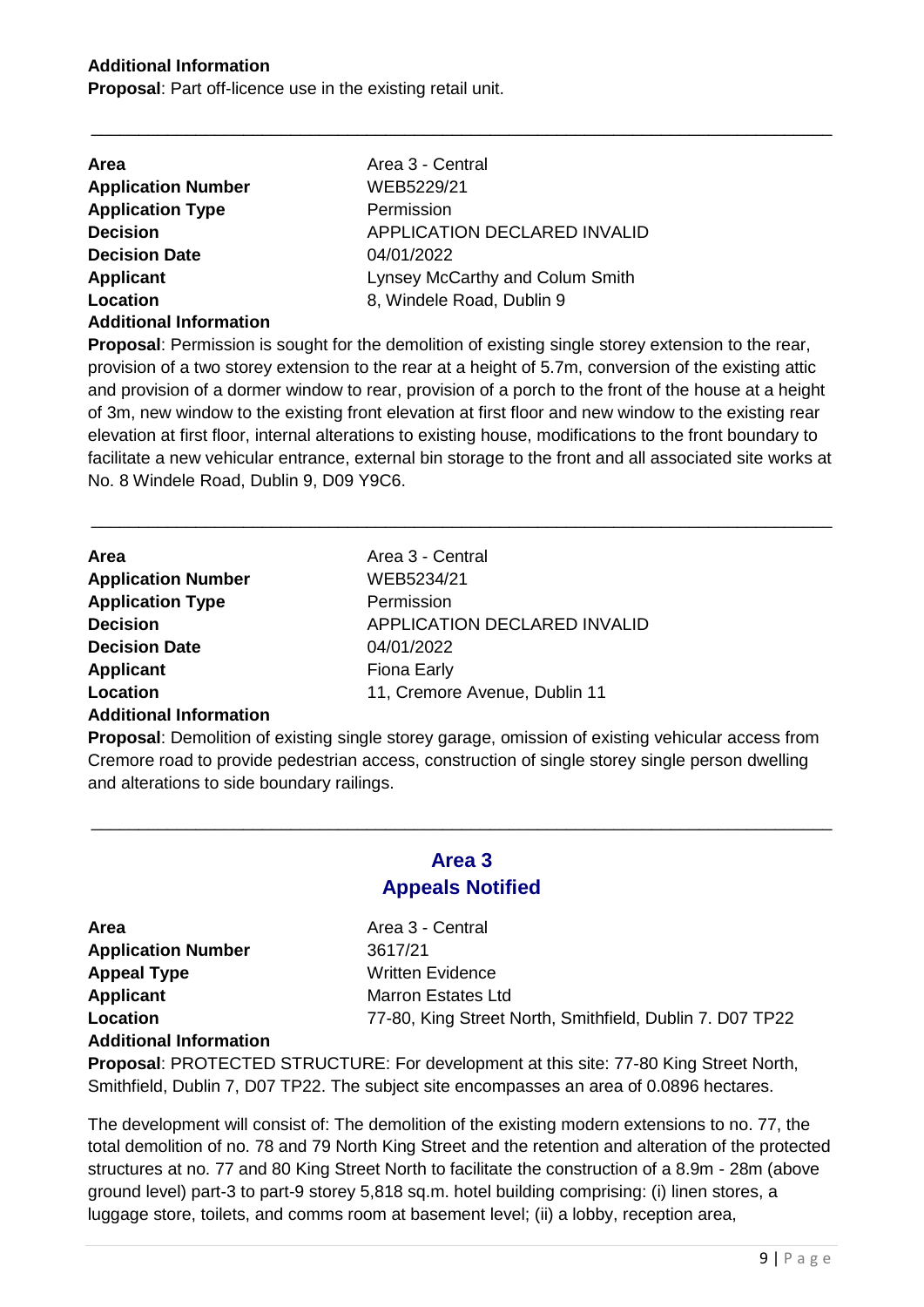**Additional Information**
**Proposal**: Part off-licence use in the existing retail unit.

---

| | |
|---|---|
| **Area** | Area 3 - Central |
| **Application Number** | WEB5229/21 |
| **Application Type** | Permission |
| **Decision** | APPLICATION DECLARED INVALID |
| **Decision Date** | 04/01/2022 |
| **Applicant** | Lynsey McCarthy and Colum Smith |
| **Location** | 8, Windele Road, Dublin 9 |

**Additional Information**
**Proposal**: Permission is sought for the demolition of existing single storey extension to the rear, provision of a two storey extension to the rear at a height of 5.7m, conversion of the existing attic and provision of a dormer window to rear, provision of a porch to the front of the house at a height of 3m, new window to the existing front elevation at first floor and new window to the existing rear elevation at first floor, internal alterations to existing house, modifications to the front boundary to facilitate a new vehicular entrance, external bin storage to the front and all associated site works at No. 8 Windele Road, Dublin 9, D09 Y9C6.

---

| | |
|---|---|
| **Area** | Area 3 - Central |
| **Application Number** | WEB5234/21 |
| **Application Type** | Permission |
| **Decision** | APPLICATION DECLARED INVALID |
| **Decision Date** | 04/01/2022 |
| **Applicant** | Fiona Early |
| **Location** | 11, Cremore Avenue, Dublin 11 |

**Additional Information**
**Proposal**: Demolition of existing single storey garage, omission of existing vehicular access from Cremore road to provide pedestrian access, construction of single storey single person dwelling and alterations to side boundary railings.

---

## Area 3
## Appeals Notified

| | |
|---|---|
| **Area** | Area 3 - Central |
| **Application Number** | 3617/21 |
| **Appeal Type** | Written Evidence |
| **Applicant** | Marron Estates Ltd |
| **Location** | 77-80, King Street North, Smithfield, Dublin 7. D07 TP22 |

**Additional Information**
**Proposal**: PROTECTED STRUCTURE: For development at this site: 77-80 King Street North, Smithfield, Dublin 7, D07 TP22. The subject site encompasses an area of 0.0896 hectares.

The development will consist of: The demolition of the existing modern extensions to no. 77, the total demolition of no. 78 and 79 North King Street and the retention and alteration of the protected structures at no. 77 and 80 King Street North to facilitate the construction of a 8.9m - 28m (above ground level) part-3 to part-9 storey 5,818 sq.m. hotel building comprising: (i) linen stores, a luggage store, toilets, and comms room at basement level; (ii) a lobby, reception area,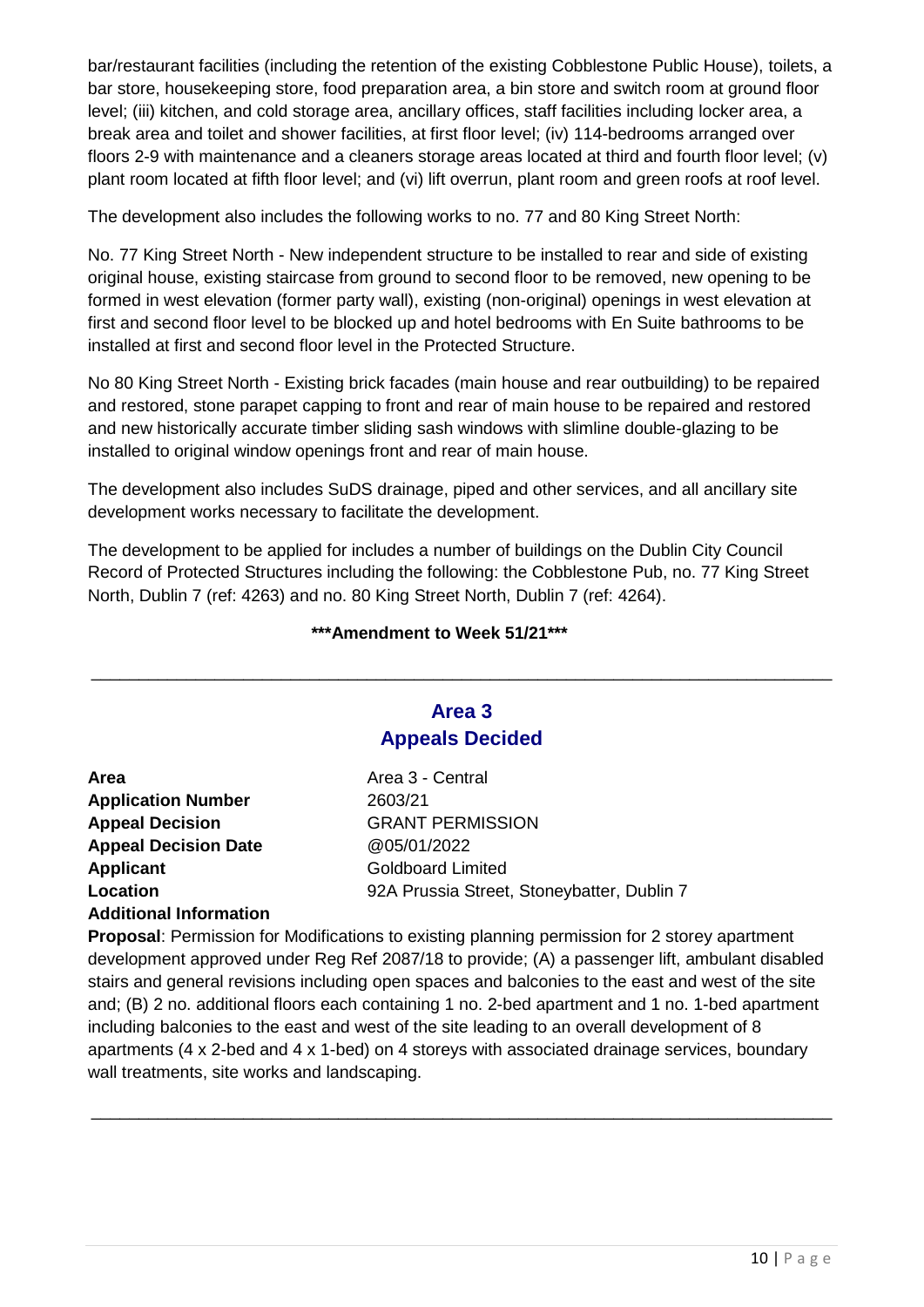bar/restaurant facilities (including the retention of the existing Cobblestone Public House), toilets, a bar store, housekeeping store, food preparation area, a bin store and switch room at ground floor level; (iii) kitchen, and cold storage area, ancillary offices, staff facilities including locker area, a break area and toilet and shower facilities, at first floor level; (iv) 114-bedrooms arranged over floors 2-9 with maintenance and a cleaners storage areas located at third and fourth floor level; (v) plant room located at fifth floor level; and (vi) lift overrun, plant room and green roofs at roof level.

The development also includes the following works to no. 77 and 80 King Street North:

No. 77 King Street North - New independent structure to be installed to rear and side of existing original house, existing staircase from ground to second floor to be removed, new opening to be formed in west elevation (former party wall), existing (non-original) openings in west elevation at first and second floor level to be blocked up and hotel bedrooms with En Suite bathrooms to be installed at first and second floor level in the Protected Structure.

No 80 King Street North - Existing brick facades (main house and rear outbuilding) to be repaired and restored, stone parapet capping to front and rear of main house to be repaired and restored and new historically accurate timber sliding sash windows with slimline double-glazing to be installed to original window openings front and rear of main house.

The development also includes SuDS drainage, piped and other services, and all ancillary site development works necessary to facilitate the development.

The development to be applied for includes a number of buildings on the Dublin City Council Record of Protected Structures including the following: the Cobblestone Pub, no. 77 King Street North, Dublin 7 (ref: 4263) and no. 80 King Street North, Dublin 7 (ref: 4264).

**\*\*\*Amendment to Week 51/21\*\*\***

---

## Area 3
## Appeals Decided

**Area** Area 3 - Central
**Application Number** 2603/21
**Appeal Decision** GRANT PERMISSION
**Appeal Decision Date** @05/01/2022
**Applicant** Goldboard Limited
**Location** 92A Prussia Street, Stoneybatter, Dublin 7
**Additional Information**

**Proposal**: Permission for Modifications to existing planning permission for 2 storey apartment development approved under Reg Ref 2087/18 to provide; (A) a passenger lift, ambulant disabled stairs and general revisions including open spaces and balconies to the east and west of the site and; (B) 2 no. additional floors each containing 1 no. 2-bed apartment and 1 no. 1-bed apartment including balconies to the east and west of the site leading to an overall development of 8 apartments (4 x 2-bed and 4 x 1-bed) on 4 storeys with associated drainage services, boundary wall treatments, site works and landscaping.

---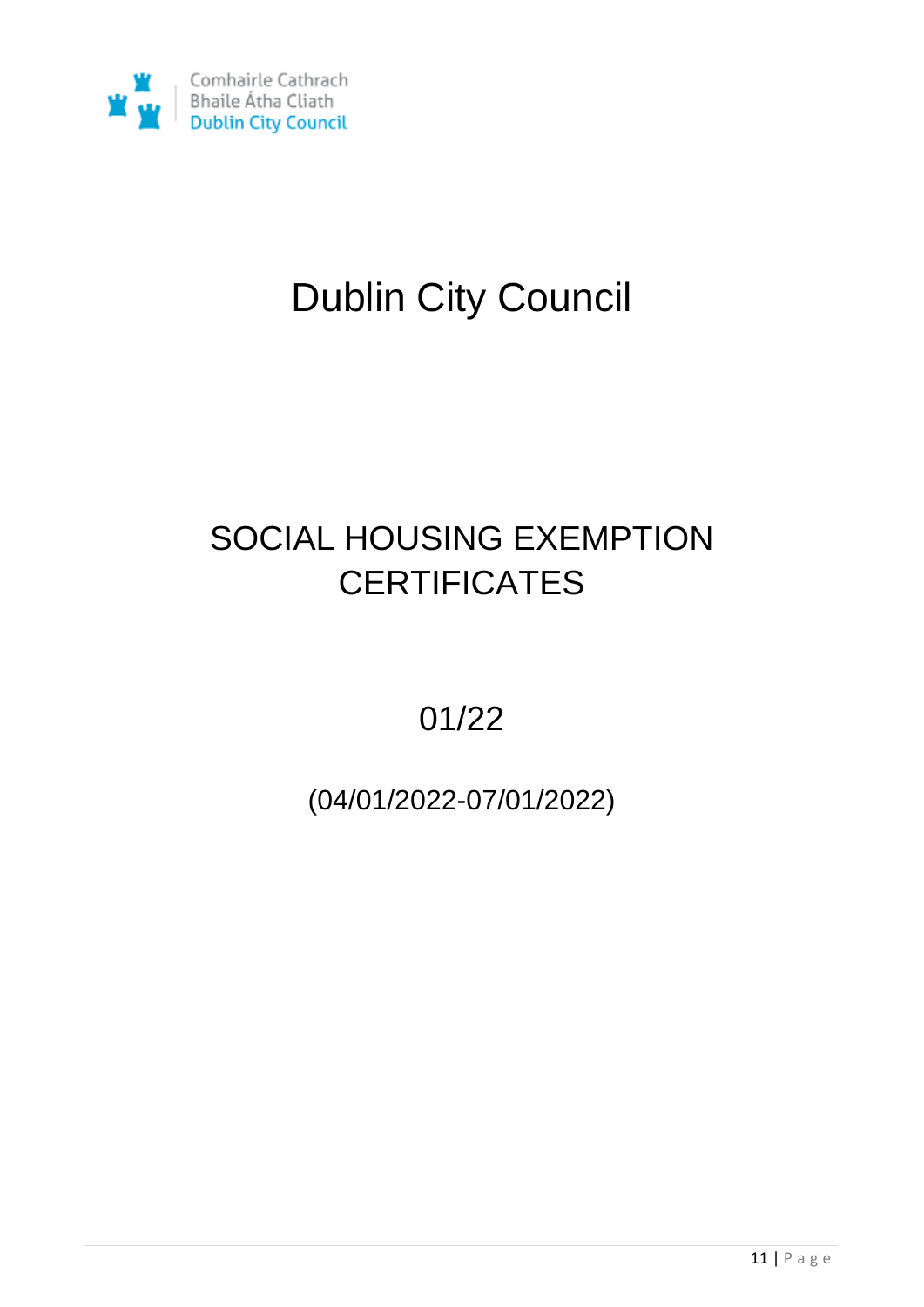Comhairle Cathrach
Bhaile Átha Cliath
Dublin City Council

# Dublin City Council

## SOCIAL HOUSING EXEMPTION CERTIFICATES

01/22

(04/01/2022-07/01/2022)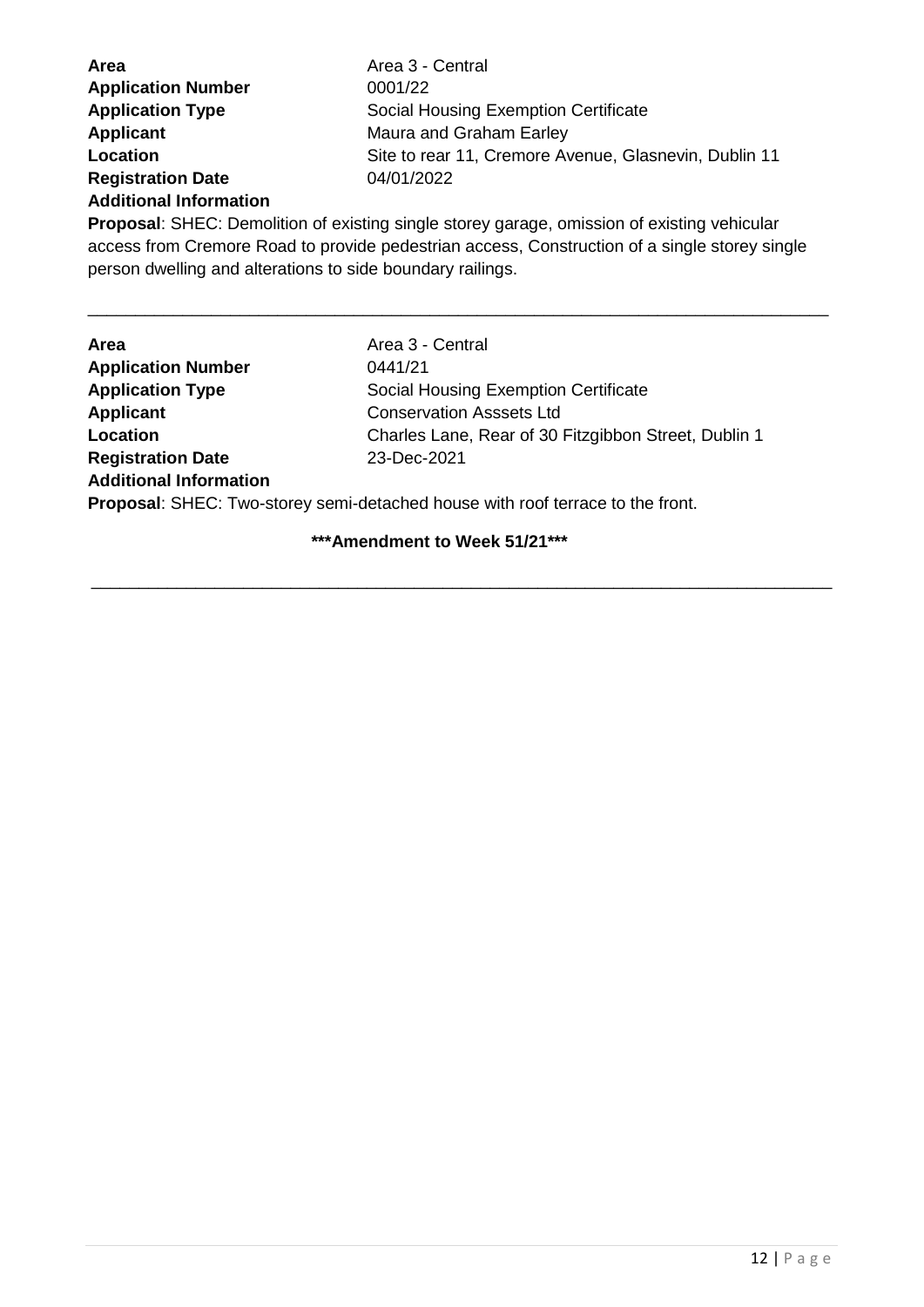**Area** Area 3 - Central
**Application Number** 0001/22
**Application Type** Social Housing Exemption Certificate
**Applicant** Maura and Graham Earley
**Location** Site to rear 11, Cremore Avenue, Glasnevin, Dublin 11
**Registration Date** 04/01/2022
**Additional Information**
**Proposal**: SHEC: Demolition of existing single storey garage, omission of existing vehicular access from Cremore Road to provide pedestrian access, Construction of a single storey single person dwelling and alterations to side boundary railings.

---

**Area** Area 3 - Central
**Application Number** 0441/21
**Application Type** Social Housing Exemption Certificate
**Applicant** Conservation Asssets Ltd
**Location** Charles Lane, Rear of 30 Fitzgibbon Street, Dublin 1
**Registration Date** 23-Dec-2021
**Additional Information**
**Proposal**: SHEC: Two-storey semi-detached house with roof terrace to the front.

**\*\*\*Amendment to Week 51/21\*\*\***

---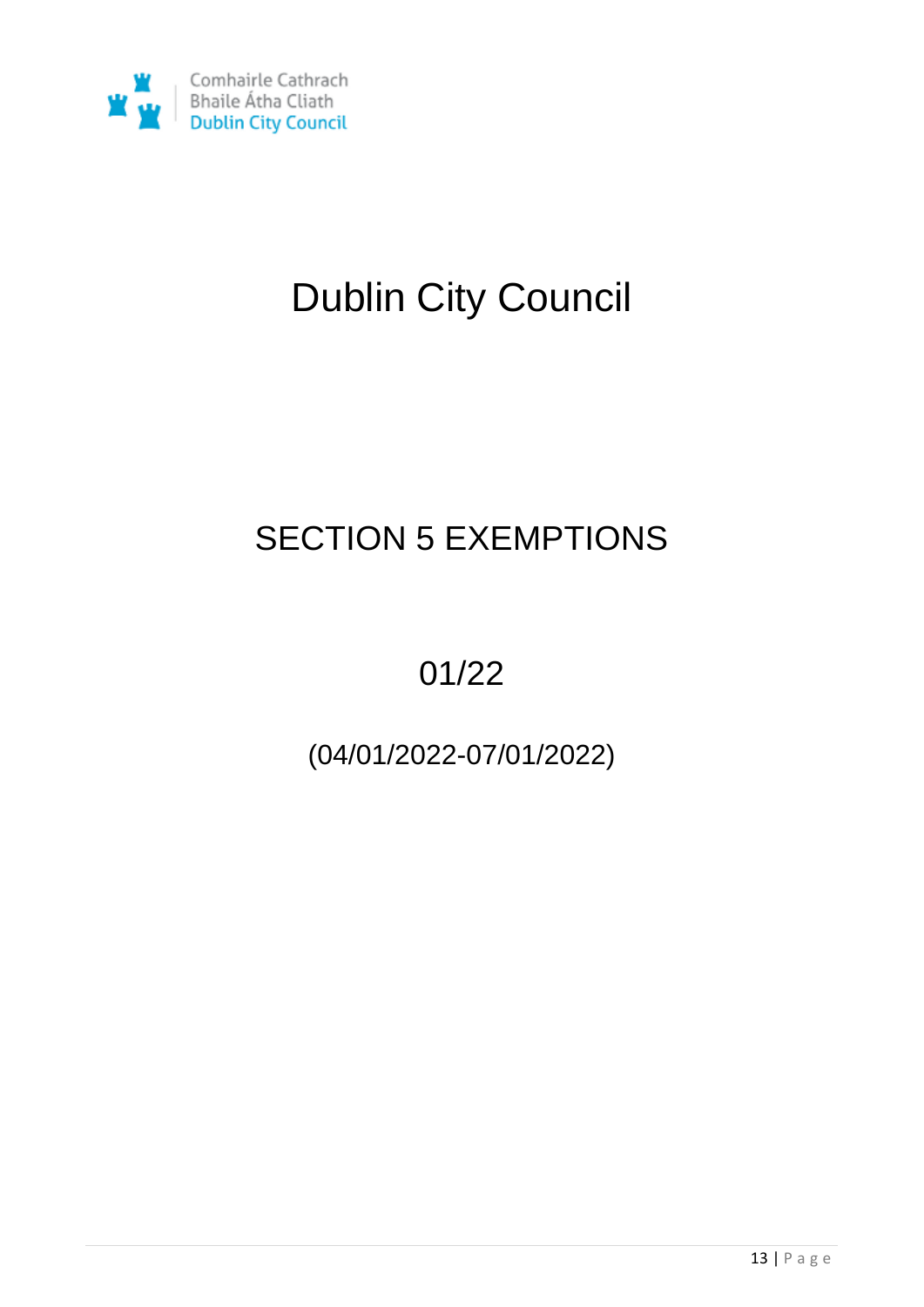Comhairle Cathrach Bhaile Átha Cliath
Dublin City Council

# Dublin City Council

## SECTION 5 EXEMPTIONS

## 01/22

## (04/01/2022-07/01/2022)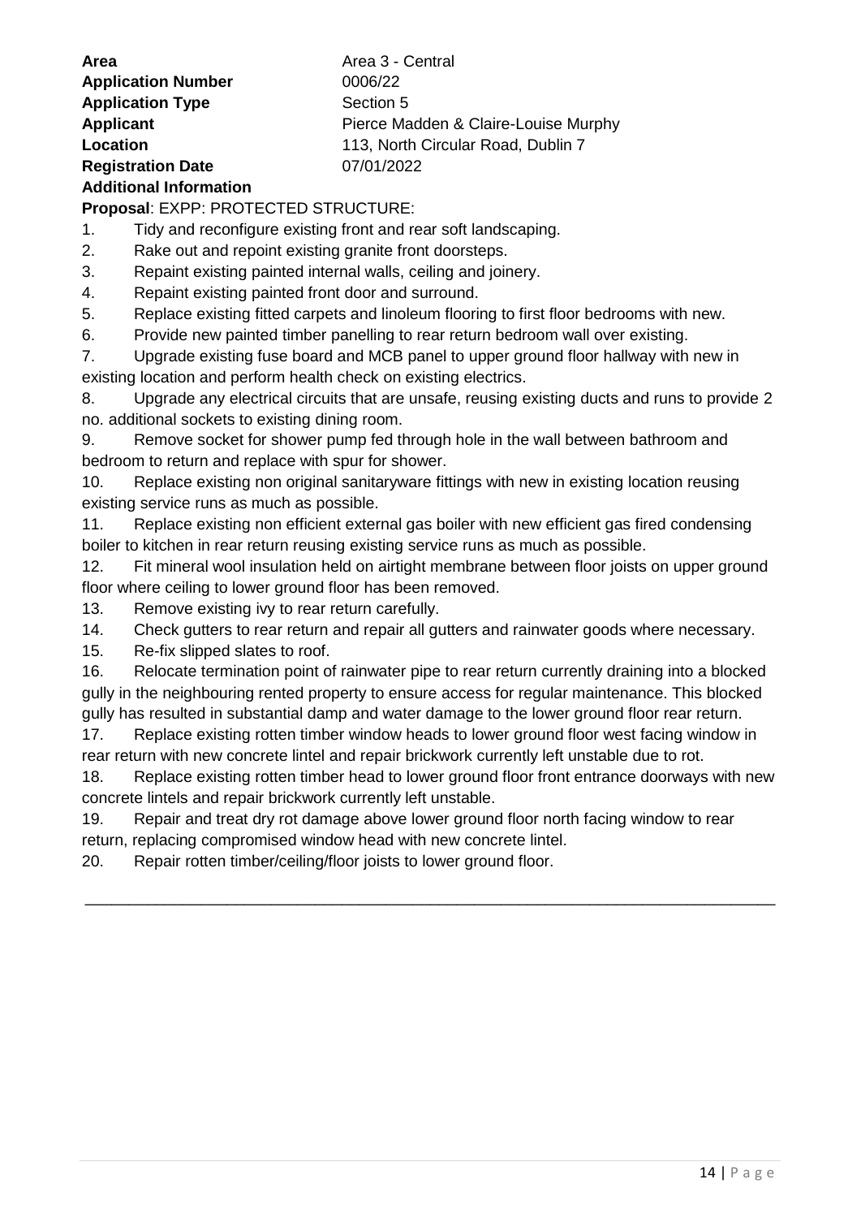| | |
|---|---|
| **Area** | Area 3 - Central |
| **Application Number** | 0006/22 |
| **Application Type** | Section 5 |
| **Applicant** | Pierce Madden & Claire-Louise Murphy |
| **Location** | 113, North Circular Road, Dublin 7 |
| **Registration Date** | 07/01/2022 |
| **Additional Information** | |

**Proposal**: EXPP: PROTECTED STRUCTURE:

1. Tidy and reconfigure existing front and rear soft landscaping.
2. Rake out and repoint existing granite front doorsteps.
3. Repaint existing painted internal walls, ceiling and joinery.
4. Repaint existing painted front door and surround.
5. Replace existing fitted carpets and linoleum flooring to first floor bedrooms with new.
6. Provide new painted timber panelling to rear return bedroom wall over existing.
7. Upgrade existing fuse board and MCB panel to upper ground floor hallway with new in existing location and perform health check on existing electrics.
8. Upgrade any electrical circuits that are unsafe, reusing existing ducts and runs to provide 2 no. additional sockets to existing dining room.
9. Remove socket for shower pump fed through hole in the wall between bathroom and bedroom to return and replace with spur for shower.
10. Replace existing non original sanitaryware fittings with new in existing location reusing existing service runs as much as possible.
11. Replace existing non efficient external gas boiler with new efficient gas fired condensing boiler to kitchen in rear return reusing existing service runs as much as possible.
12. Fit mineral wool insulation held on airtight membrane between floor joists on upper ground floor where ceiling to lower ground floor has been removed.
13. Remove existing ivy to rear return carefully.
14. Check gutters to rear return and repair all gutters and rainwater goods where necessary.
15. Re-fix slipped slates to roof.
16. Relocate termination point of rainwater pipe to rear return currently draining into a blocked gully in the neighbouring rented property to ensure access for regular maintenance. This blocked gully has resulted in substantial damp and water damage to the lower ground floor rear return.
17. Replace existing rotten timber window heads to lower ground floor west facing window in rear return with new concrete lintel and repair brickwork currently left unstable due to rot.
18. Replace existing rotten timber head to lower ground floor front entrance doorways with new concrete lintels and repair brickwork currently left unstable.
19. Repair and treat dry rot damage above lower ground floor north facing window to rear return, replacing compromised window head with new concrete lintel.
20. Repair rotten timber/ceiling/floor joists to lower ground floor.

---